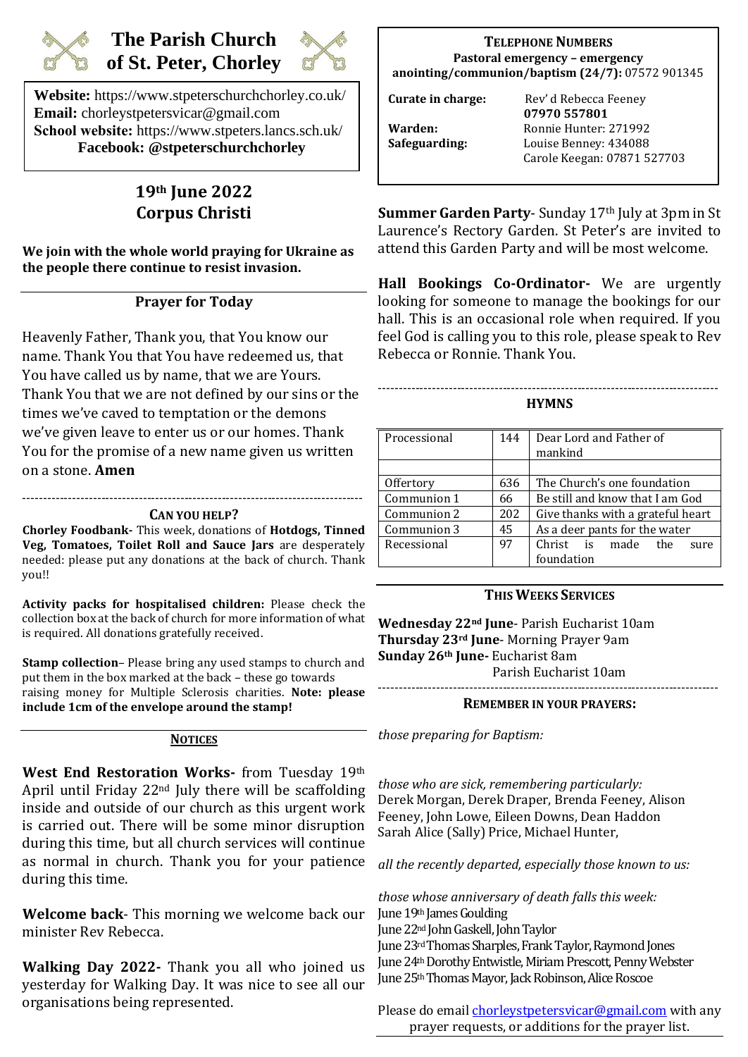# The Parish Church of St. Peter, Chorley

**Website:** https://www.stpeterschurchchorley.co.uk/
**Email:** chorleystpetersvicar@gmail.com
**School website:** https://www.stpeters.lancs.sch.uk/
**Facebook: @stpeterschurchchorley**

## 19th June 2022
## Corpus Christi

**We join with the whole world praying for Ukraine as the people there continue to resist invasion.**

### Prayer for Today

Heavenly Father, Thank you, that You know our name. Thank You that You have redeemed us, that You have called us by name, that we are Yours. Thank You that we are not defined by our sins or the times we've caved to temptation or the demons we've given leave to enter us or our homes. Thank You for the promise of a new name given us written on a stone. **Amen**

---

### CAN YOU HELP?

**Chorley Foodbank-** This week, donations of **Hotdogs, Tinned Veg, Tomatoes, Toilet Roll and Sauce Jars** are desperately needed: please put any donations at the back of church. Thank you!!

**Activity packs for hospitalised children:** Please check the collection box at the back of church for more information of what is required. All donations gratefully received.

**Stamp collection**– Please bring any used stamps to church and put them in the box marked at the back – these go towards raising money for Multiple Sclerosis charities. **Note: please include 1cm of the envelope around the stamp!**

### NOTICES

**West End Restoration Works-** from Tuesday 19th April until Friday 22nd July there will be scaffolding inside and outside of our church as this urgent work is carried out. There will be some minor disruption during this time, but all church services will continue as normal in church. Thank you for your patience during this time.

**Welcome back**- This morning we welcome back our minister Rev Rebecca.

**Walking Day 2022-** Thank you all who joined us yesterday for Walking Day. It was nice to see all our organisations being represented.

### TELEPHONE NUMBERS

**Pastoral emergency – emergency anointing/communion/baptism (24/7):** 07572 901345

**Curate in charge:** Rev' d Rebecca Feeney **07970 557801**
**Warden:** Ronnie Hunter: 271992
**Safeguarding:** Louise Benney: 434088
Carole Keegan: 07871 527703

**Summer Garden Party**- Sunday 17th July at 3pm in St Laurence's Rectory Garden. St Peter's are invited to attend this Garden Party and will be most welcome.

**Hall Bookings Co-Ordinator-** We are urgently looking for someone to manage the bookings for our hall. This is an occasional role when required. If you feel God is calling you to this role, please speak to Rev Rebecca or Ronnie. Thank You.

---

### HYMNS

| | | |
|---|---|---|
| Processional | 144 | Dear Lord and Father of mankind |
| | | |
| Offertory | 636 | The Church's one foundation |
| Communion 1 | 66 | Be still and know that I am God |
| Communion 2 | 202 | Give thanks with a grateful heart |
| Communion 3 | 45 | As a deer pants for the water |
| Recessional | 97 | Christ is made the sure foundation |

### THIS WEEKS SERVICES

**Wednesday 22nd June**- Parish Eucharist 10am
**Thursday 23rd June**- Morning Prayer 9am
**Sunday 26th June-** Eucharist 8am
Parish Eucharist 10am

---

### REMEMBER IN YOUR PRAYERS:

*those preparing for Baptism:*

*those who are sick, remembering particularly:*
Derek Morgan, Derek Draper, Brenda Feeney, Alison Feeney, John Lowe, Eileen Downs, Dean Haddon Sarah Alice (Sally) Price, Michael Hunter,

*all the recently departed, especially those known to us:*

*those whose anniversary of death falls this week:*
June 19th James Goulding
June 22nd John Gaskell, John Taylor
June 23rd Thomas Sharples, Frank Taylor, Raymond Jones
June 24th Dorothy Entwistle, Miriam Prescott, Penny Webster
June 25th Thomas Mayor, Jack Robinson, Alice Roscoe

Please do email chorleystpetersvicar@gmail.com with any prayer requests, or additions for the prayer list.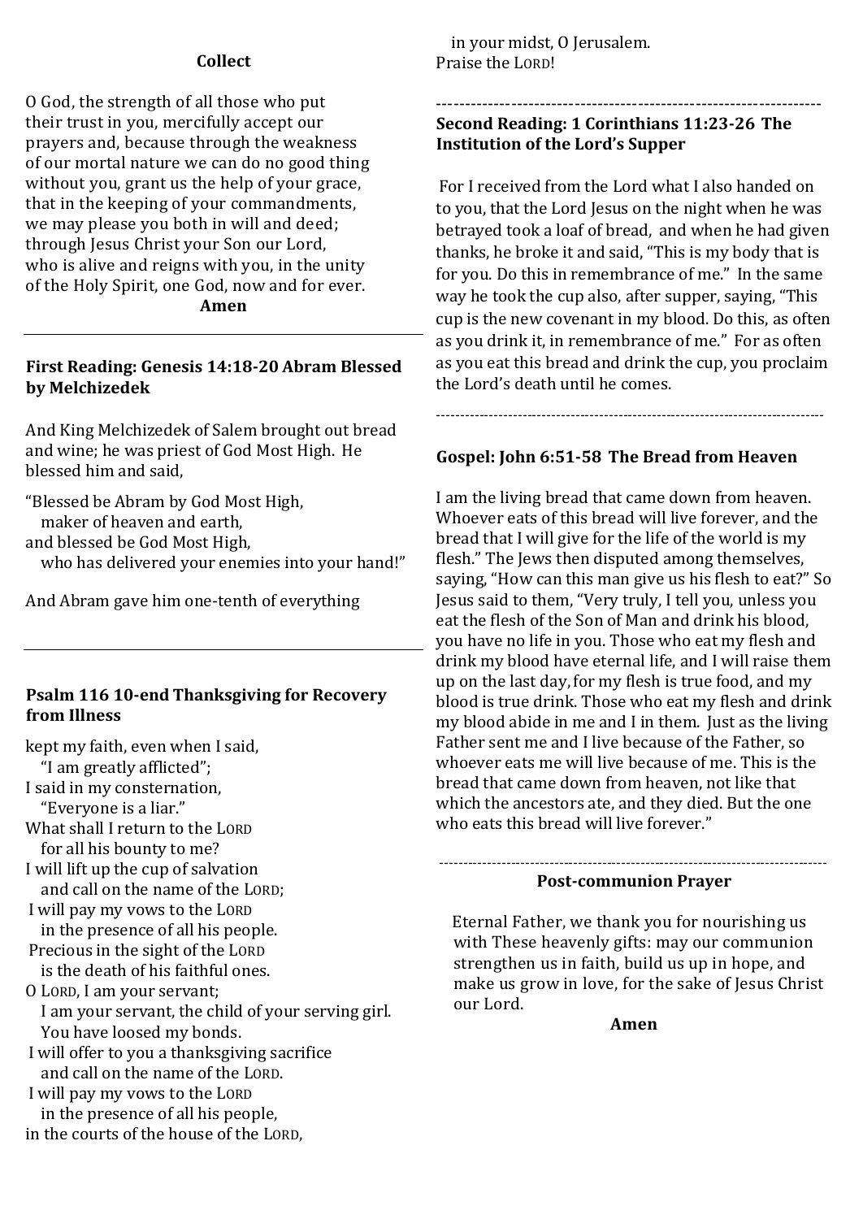**Collect**

O God, the strength of all those who put their trust in you, mercifully accept our prayers and, because through the weakness of our mortal nature we can do no good thing without you, grant us the help of your grace, that in the keeping of your commandments, we may please you both in will and deed; through Jesus Christ your Son our Lord, who is alive and reigns with you, in the unity of the Holy Spirit, one God, now and for ever.

**Amen**

---

**First Reading: Genesis 14:18-20 Abram Blessed by Melchizedek**

And King Melchizedek of Salem brought out bread and wine; he was priest of God Most High. He blessed him and said,

"Blessed be Abram by God Most High,
maker of heaven and earth,
and blessed be God Most High,
who has delivered your enemies into your hand!"

And Abram gave him one-tenth of everything

---

**Psalm 116 10-end Thanksgiving for Recovery from Illness**

kept my faith, even when I said,
"I am greatly afflicted";
I said in my consternation,
"Everyone is a liar."
What shall I return to the LORD
for all his bounty to me?
I will lift up the cup of salvation
and call on the name of the LORD;
I will pay my vows to the LORD
in the presence of all his people.
Precious in the sight of the LORD
is the death of his faithful ones.
O LORD, I am your servant;
I am your servant, the child of your serving girl.
You have loosed my bonds.
I will offer to you a thanksgiving sacrifice
and call on the name of the LORD.
I will pay my vows to the LORD
in the presence of all his people,
in the courts of the house of the LORD,
in your midst, O Jerusalem.
Praise the LORD!

---

**Second Reading: 1 Corinthians 11:23-26 The Institution of the Lord's Supper**

For I received from the Lord what I also handed on to you, that the Lord Jesus on the night when he was betrayed took a loaf of bread, and when he had given thanks, he broke it and said, "This is my body that is for you. Do this in remembrance of me." In the same way he took the cup also, after supper, saying, "This cup is the new covenant in my blood. Do this, as often as you drink it, in remembrance of me." For as often as you eat this bread and drink the cup, you proclaim the Lord's death until he comes.

---

**Gospel: John 6:51-58 The Bread from Heaven**

I am the living bread that came down from heaven. Whoever eats of this bread will live forever, and the bread that I will give for the life of the world is my flesh." The Jews then disputed among themselves, saying, "How can this man give us his flesh to eat?" So Jesus said to them, "Very truly, I tell you, unless you eat the flesh of the Son of Man and drink his blood, you have no life in you. Those who eat my flesh and drink my blood have eternal life, and I will raise them up on the last day, for my flesh is true food, and my blood is true drink. Those who eat my flesh and drink my blood abide in me and I in them. Just as the living Father sent me and I live because of the Father, so whoever eats me will live because of me. This is the bread that came down from heaven, not like that which the ancestors ate, and they died. But the one who eats this bread will live forever."

---

**Post-communion Prayer**

Eternal Father, we thank you for nourishing us with These heavenly gifts: may our communion strengthen us in faith, build us up in hope, and make us grow in love, for the sake of Jesus Christ our Lord.

**Amen**